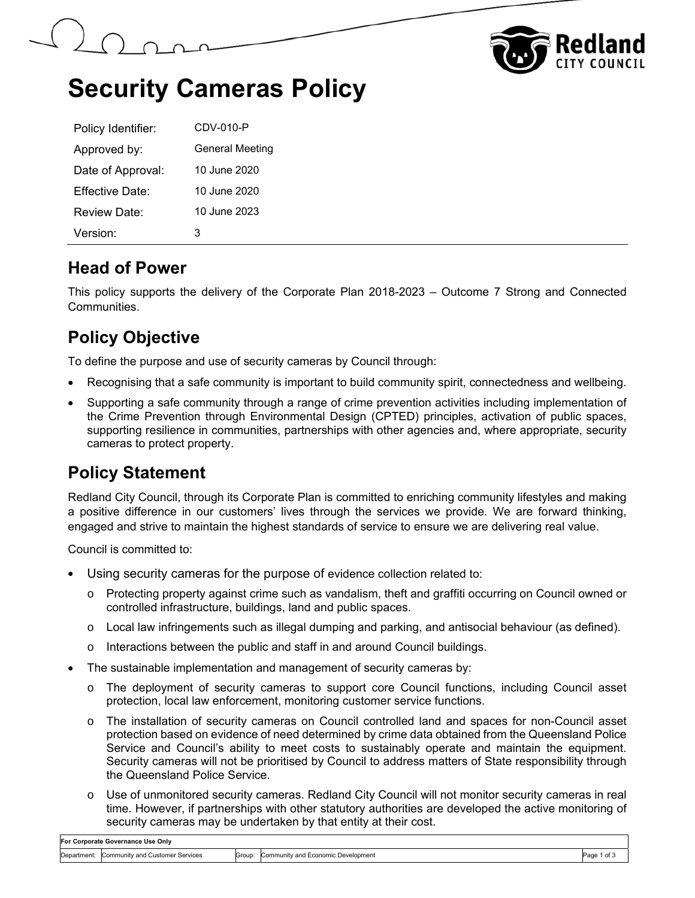# Security Cameras Policy

| | |
|---|---|
| Policy Identifier: | CDV-010-P |
| Approved by: | General Meeting |
| Date of Approval: | 10 June 2020 |
| Effective Date: | 10 June 2020 |
| Review Date: | 10 June 2023 |
| Version: | 3 |

## Head of Power

This policy supports the delivery of the Corporate Plan 2018-2023 – Outcome 7 Strong and Connected Communities.

## Policy Objective

To define the purpose and use of security cameras by Council through:

- Recognising that a safe community is important to build community spirit, connectedness and wellbeing.
- Supporting a safe community through a range of crime prevention activities including implementation of the Crime Prevention through Environmental Design (CPTED) principles, activation of public spaces, supporting resilience in communities, partnerships with other agencies and, where appropriate, security cameras to protect property.

## Policy Statement

Redland City Council, through its Corporate Plan is committed to enriching community lifestyles and making a positive difference in our customers' lives through the services we provide. We are forward thinking, engaged and strive to maintain the highest standards of service to ensure we are delivering real value.

Council is committed to:

- Using security cameras for the purpose of evidence collection related to:
  - Protecting property against crime such as vandalism, theft and graffiti occurring on Council owned or controlled infrastructure, buildings, land and public spaces.
  - Local law infringements such as illegal dumping and parking, and antisocial behaviour (as defined).
  - Interactions between the public and staff in and around Council buildings.
- The sustainable implementation and management of security cameras by:
  - The deployment of security cameras to support core Council functions, including Council asset protection, local law enforcement, monitoring customer service functions.
  - The installation of security cameras on Council controlled land and spaces for non-Council asset protection based on evidence of need determined by crime data obtained from the Queensland Police Service and Council's ability to meet costs to sustainably operate and maintain the equipment. Security cameras will not be prioritised by Council to address matters of State responsibility through the Queensland Police Service.
  - Use of unmonitored security cameras. Redland City Council will not monitor security cameras in real time. However, if partnerships with other statutory authorities are developed the active monitoring of security cameras may be undertaken by that entity at their cost.

| For Corporate Governance Use Only | | | | |
|---|---|---|---|---|
| Department: | Community and Customer Services | Group: | Community and Economic Development | |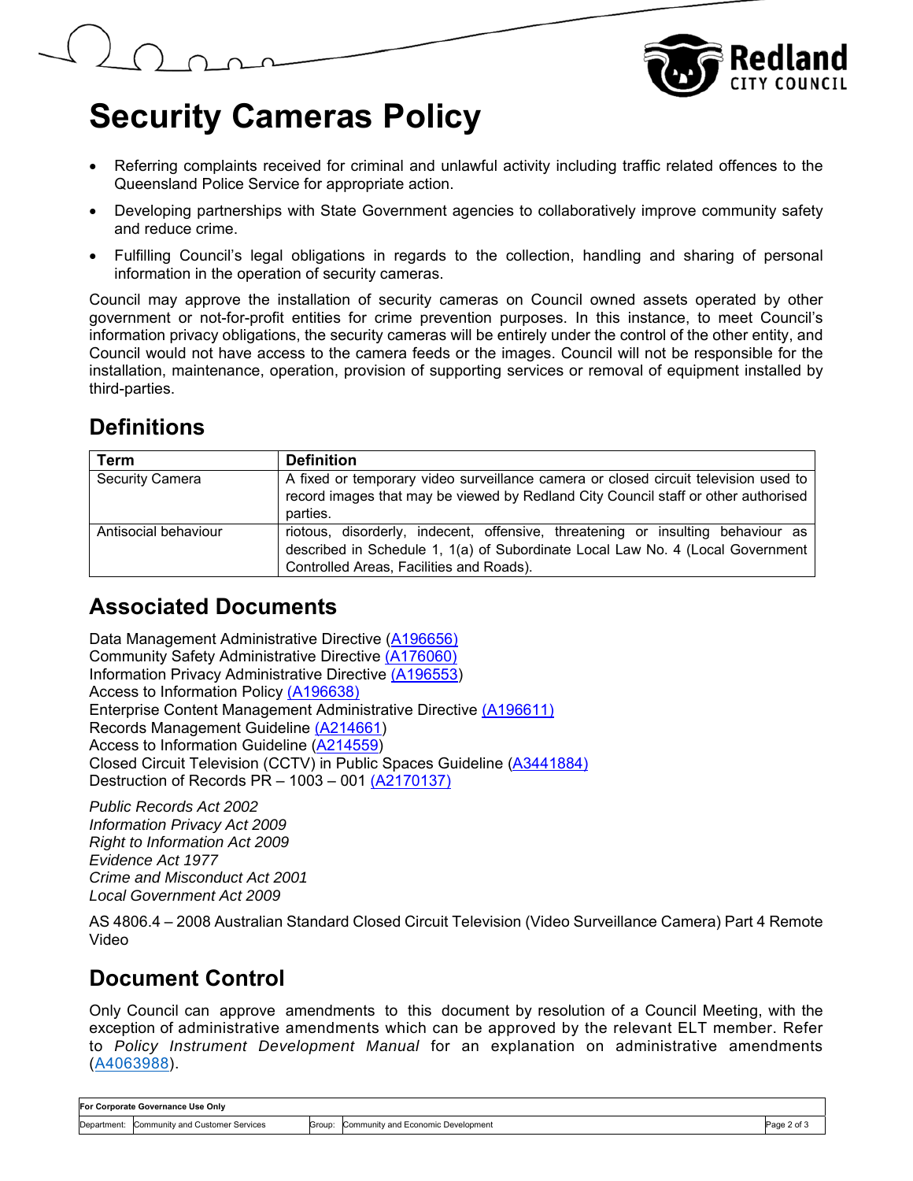# Security Cameras Policy

- Referring complaints received for criminal and unlawful activity including traffic related offences to the Queensland Police Service for appropriate action.
- Developing partnerships with State Government agencies to collaboratively improve community safety and reduce crime.
- Fulfilling Council's legal obligations in regards to the collection, handling and sharing of personal information in the operation of security cameras.

Council may approve the installation of security cameras on Council owned assets operated by other government or not-for-profit entities for crime prevention purposes. In this instance, to meet Council's information privacy obligations, the security cameras will be entirely under the control of the other entity, and Council would not have access to the camera feeds or the images. Council will not be responsible for the installation, maintenance, operation, provision of supporting services or removal of equipment installed by third-parties.

## Definitions

| Term | Definition |
|---|---|
| Security Camera | A fixed or temporary video surveillance camera or closed circuit television used to record images that may be viewed by Redland City Council staff or other authorised parties. |
| Antisocial behaviour | riotous, disorderly, indecent, offensive, threatening or insulting behaviour as described in Schedule 1, 1(a) of Subordinate Local Law No. 4 (Local Government Controlled Areas, Facilities and Roads). |

## Associated Documents

Data Management Administrative Directive (A196656)
Community Safety Administrative Directive (A176060)
Information Privacy Administrative Directive (A196553)
Access to Information Policy (A196638)
Enterprise Content Management Administrative Directive (A196611)
Records Management Guideline (A214661)
Access to Information Guideline (A214559)
Closed Circuit Television (CCTV) in Public Spaces Guideline (A3441884)
Destruction of Records PR – 1003 – 001 (A2170137)

*Public Records Act 2002*
*Information Privacy Act 2009*
*Right to Information Act 2009*
*Evidence Act 1977*
*Crime and Misconduct Act 2001*
*Local Government Act 2009*

AS 4806.4 – 2008 Australian Standard Closed Circuit Television (Video Surveillance Camera) Part 4 Remote Video

## Document Control

Only Council can approve amendments to this document by resolution of a Council Meeting, with the exception of administrative amendments which can be approved by the relevant ELT member. Refer to *Policy Instrument Development Manual* for an explanation on administrative amendments (A4063988).

| For Corporate Governance Use Only | | | | |
|---|---|---|---|---|
| Department: | Community and Customer Services | Group: | Community and Economic Development | |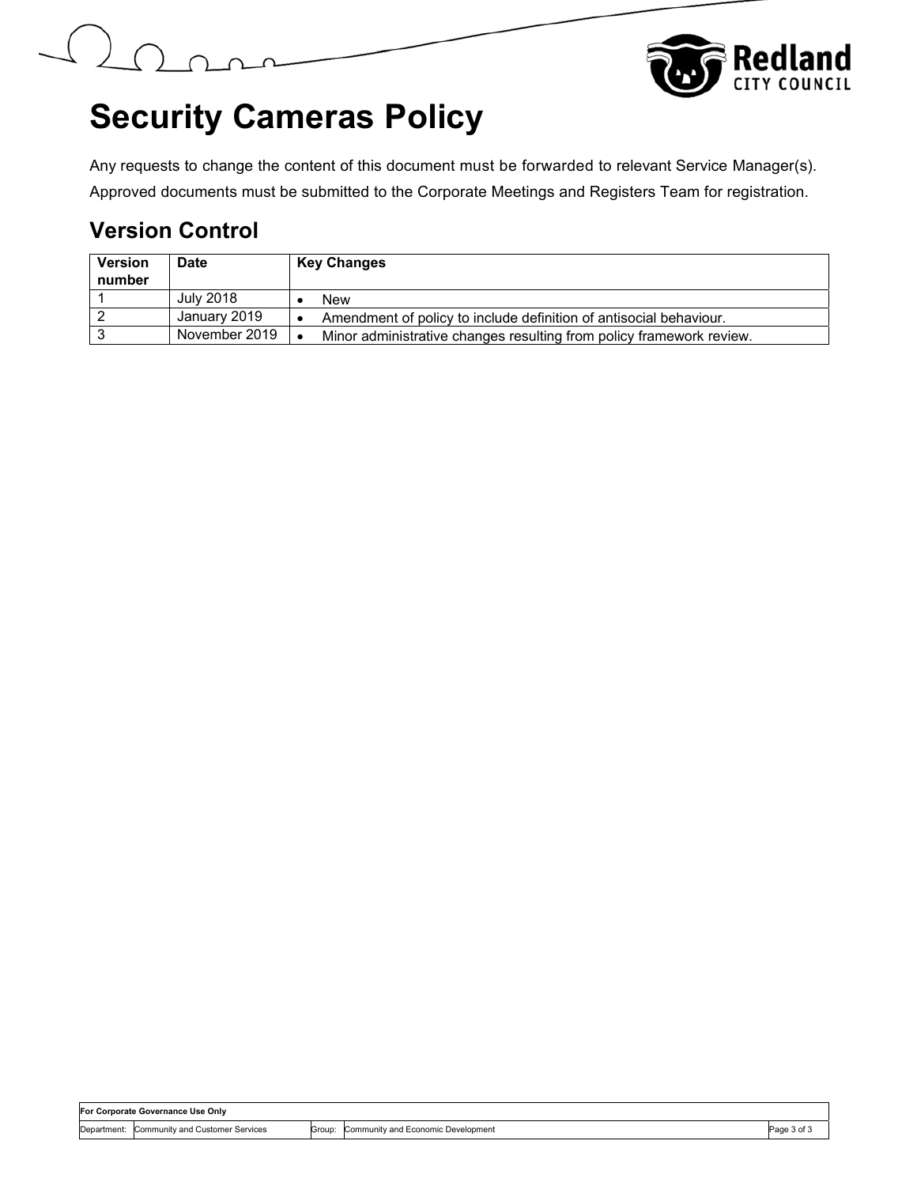# Security Cameras Policy

Any requests to change the content of this document must be forwarded to relevant Service Manager(s).

Approved documents must be submitted to the Corporate Meetings and Registers Team for registration.

## Version Control

| Version number | Date | Key Changes |
| --- | --- | --- |
| 1 | July 2018 | • New |
| 2 | January 2019 | • Amendment of policy to include definition of antisocial behaviour. |
| 3 | November 2019 | • Minor administrative changes resulting from policy framework review. |

| For Corporate Governance Use Only | | | | |
| --- | --- | --- | --- | --- |
| Department: | Community and Customer Services | Group: | Community and Economic Development | |